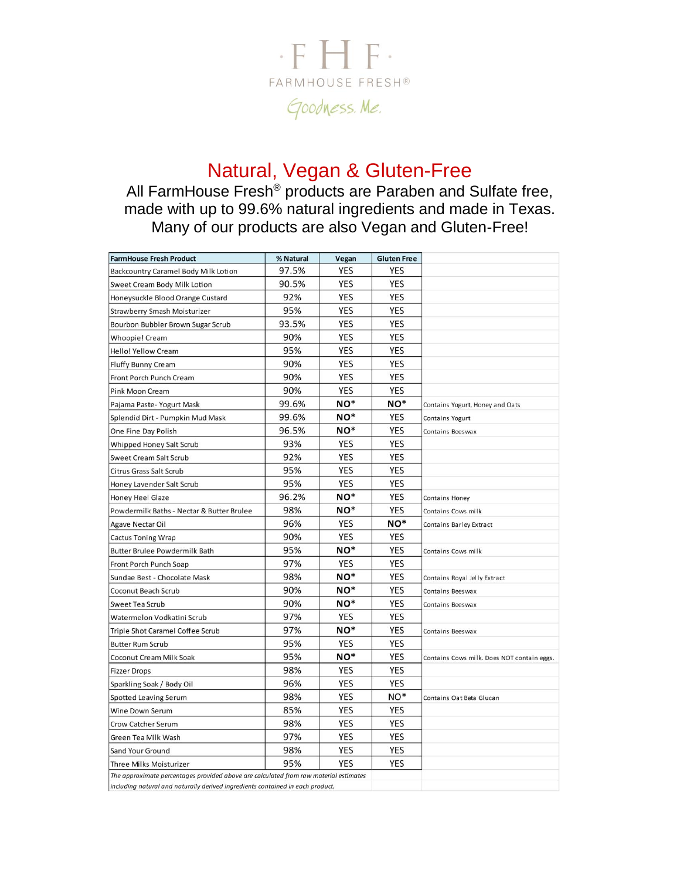# FHF

FARMHOUSE FRESH®

Goodness. Me.

## Natural, Vegan & Gluten-Free

All FarmHouse Fresh® products are Paraben and Sulfate free, made with up to 99.6% natural ingredients and made in Texas. Many of our products are also Vegan and Gluten-Free!

| FarmHouse Fresh Product | % Natural | Vegan | Gluten Free | |
|---|---|---|---|---|
| Backcountry Caramel Body Milk Lotion | 97.5% | YES | YES | |
| Sweet Cream Body Milk Lotion | 90.5% | YES | YES | |
| Honeysuckle Blood Orange Custard | 92% | YES | YES | |
| Strawberry Smash Moisturizer | 95% | YES | YES | |
| Bourbon Bubbler Brown Sugar Scrub | 93.5% | YES | YES | |
| Whoopie! Cream | 90% | YES | YES | |
| Hello! Yellow Cream | 95% | YES | YES | |
| Fluffy Bunny Cream | 90% | YES | YES | |
| Front Porch Punch Cream | 90% | YES | YES | |
| Pink Moon Cream | 90% | YES | YES | |
| Pajama Paste- Yogurt Mask | 99.6% | NO* | NO* | Contains Yogurt, Honey and Oats |
| Splendid Dirt - Pumpkin Mud Mask | 99.6% | NO* | YES | Contains Yogurt |
| One Fine Day Polish | 96.5% | NO* | YES | Contains Beeswax |
| Whipped Honey Salt Scrub | 93% | YES | YES | |
| Sweet Cream Salt Scrub | 92% | YES | YES | |
| Citrus Grass Salt Scrub | 95% | YES | YES | |
| Honey Lavender Salt Scrub | 95% | YES | YES | |
| Honey Heel Glaze | 96.2% | NO* | YES | Contains Honey |
| Powdermilk Baths - Nectar & Butter Brulee | 98% | NO* | YES | Contains Cows milk |
| Agave Nectar Oil | 96% | YES | NO* | Contains Barley Extract |
| Cactus Toning Wrap | 90% | YES | YES | |
| Butter Brulee Powdermilk Bath | 95% | NO* | YES | Contains Cows milk |
| Front Porch Punch Soap | 97% | YES | YES | |
| Sundae Best - Chocolate Mask | 98% | NO* | YES | Contains Royal Jelly Extract |
| Coconut Beach Scrub | 90% | NO* | YES | Contains Beeswax |
| Sweet Tea Scrub | 90% | NO* | YES | Contains Beeswax |
| Watermelon Vodkatini Scrub | 97% | YES | YES | |
| Triple Shot Caramel Coffee Scrub | 97% | NO* | YES | Contains Beeswax |
| Butter Rum Scrub | 95% | YES | YES | |
| Coconut Cream Milk Soak | 95% | NO* | YES | Contains Cows milk. Does NOT contain eggs. |
| Fizzer Drops | 98% | YES | YES | |
| Sparkling Soak / Body Oil | 96% | YES | YES | |
| Spotted Leaving Serum | 98% | YES | NO* | Contains Oat Beta Glucan |
| Wine Down Serum | 85% | YES | YES | |
| Crow Catcher Serum | 98% | YES | YES | |
| Green Tea Milk Wash | 97% | YES | YES | |
| Sand Your Ground | 98% | YES | YES | |
| Three Milks Moisturizer | 95% | YES | YES | |

*The approximate percentages provided above are calculated from raw material estimates including natural and naturally derived ingredients contained in each product.*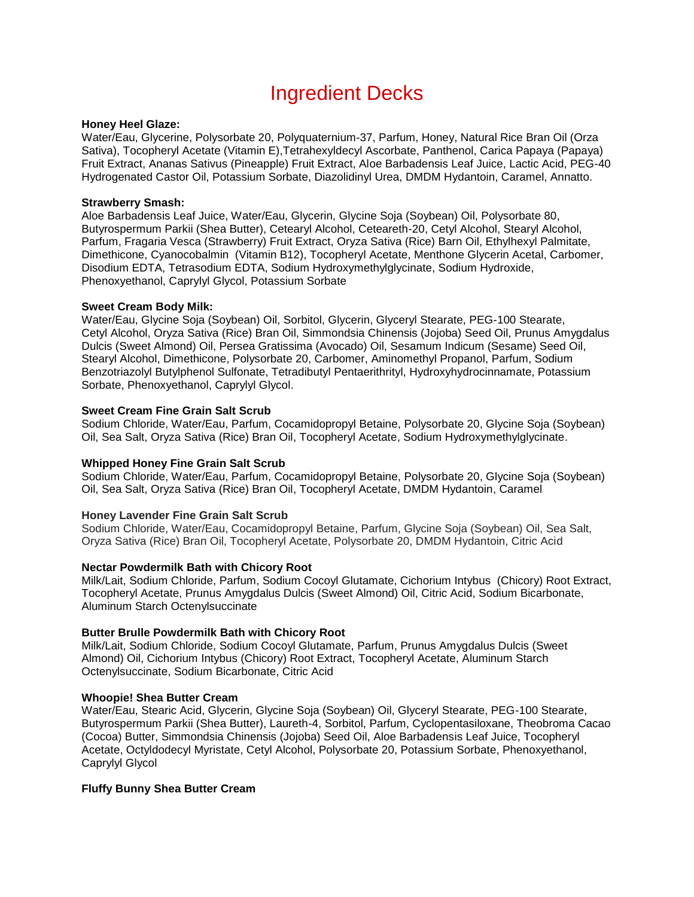# Ingredient Decks

**Honey Heel Glaze:**
Water/Eau, Glycerine, Polysorbate 20, Polyquaternium-37, Parfum, Honey, Natural Rice Bran Oil (Orza Sativa), Tocopheryl Acetate (Vitamin E),Tetrahexyldecyl Ascorbate, Panthenol, Carica Papaya (Papaya) Fruit Extract, Ananas Sativus (Pineapple) Fruit Extract, Aloe Barbadensis Leaf Juice, Lactic Acid, PEG-40 Hydrogenated Castor Oil, Potassium Sorbate, Diazolidinyl Urea, DMDM Hydantoin, Caramel, Annatto.

**Strawberry Smash:**
Aloe Barbadensis Leaf Juice, Water/Eau, Glycerin, Glycine Soja (Soybean) Oil, Polysorbate 80, Butyrospermum Parkii (Shea Butter), Cetearyl Alcohol, Ceteareth-20, Cetyl Alcohol, Stearyl Alcohol, Parfum, Fragaria Vesca (Strawberry) Fruit Extract, Oryza Sativa (Rice) Barn Oil, Ethylhexyl Palmitate, Dimethicone, Cyanocobalmin (Vitamin B12), Tocopheryl Acetate, Menthone Glycerin Acetal, Carbomer, Disodium EDTA, Tetrasodium EDTA, Sodium Hydroxymethylglycinate, Sodium Hydroxide, Phenoxyethanol, Caprylyl Glycol, Potassium Sorbate

**Sweet Cream Body Milk:**
Water/Eau, Glycine Soja (Soybean) Oil, Sorbitol, Glycerin, Glyceryl Stearate, PEG-100 Stearate, Cetyl Alcohol, Oryza Sativa (Rice) Bran Oil, Simmondsia Chinensis (Jojoba) Seed Oil, Prunus Amygdalus Dulcis (Sweet Almond) Oil, Persea Gratissima (Avocado) Oil, Sesamum Indicum (Sesame) Seed Oil, Stearyl Alcohol, Dimethicone, Polysorbate 20, Carbomer, Aminomethyl Propanol, Parfum, Sodium Benzotriazolyl Butylphenol Sulfonate, Tetradibutyl Pentaerithrityl, Hydroxyhydrocinnamate, Potassium Sorbate, Phenoxyethanol, Caprylyl Glycol.

**Sweet Cream Fine Grain Salt Scrub**
Sodium Chloride, Water/Eau, Parfum, Cocamidopropyl Betaine, Polysorbate 20, Glycine Soja (Soybean) Oil, Sea Salt, Oryza Sativa (Rice) Bran Oil, Tocopheryl Acetate, Sodium Hydroxymethylglycinate.

**Whipped Honey Fine Grain Salt Scrub**
Sodium Chloride, Water/Eau, Parfum, Cocamidopropyl Betaine, Polysorbate 20, Glycine Soja (Soybean) Oil, Sea Salt, Oryza Sativa (Rice) Bran Oil, Tocopheryl Acetate, DMDM Hydantoin, Caramel

**Honey Lavender Fine Grain Salt Scrub**
Sodium Chloride, Water/Eau, Cocamidopropyl Betaine, Parfum, Glycine Soja (Soybean) Oil, Sea Salt, Oryza Sativa (Rice) Bran Oil, Tocopheryl Acetate, Polysorbate 20, DMDM Hydantoin, Citric Acid

**Nectar Powdermilk Bath with Chicory Root**
Milk/Lait, Sodium Chloride, Parfum, Sodium Cocoyl Glutamate, Cichorium Intybus (Chicory) Root Extract, Tocopheryl Acetate, Prunus Amygdalus Dulcis (Sweet Almond) Oil, Citric Acid, Sodium Bicarbonate, Aluminum Starch Octenylsuccinate

**Butter Brulle Powdermilk Bath with Chicory Root**
Milk/Lait, Sodium Chloride, Sodium Cocoyl Glutamate, Parfum, Prunus Amygdalus Dulcis (Sweet Almond) Oil, Cichorium Intybus (Chicory) Root Extract, Tocopheryl Acetate, Aluminum Starch Octenylsuccinate, Sodium Bicarbonate, Citric Acid

**Whoopie! Shea Butter Cream**
Water/Eau, Stearic Acid, Glycerin, Glycine Soja (Soybean) Oil, Glyceryl Stearate, PEG-100 Stearate, Butyrospermum Parkii (Shea Butter), Laureth-4, Sorbitol, Parfum, Cyclopentasiloxane, Theobroma Cacao (Cocoa) Butter, Simmondsia Chinensis (Jojoba) Seed Oil, Aloe Barbadensis Leaf Juice, Tocopheryl Acetate, Octyldodecyl Myristate, Cetyl Alcohol, Polysorbate 20, Potassium Sorbate, Phenoxyethanol, Caprylyl Glycol

**Fluffy Bunny Shea Butter Cream**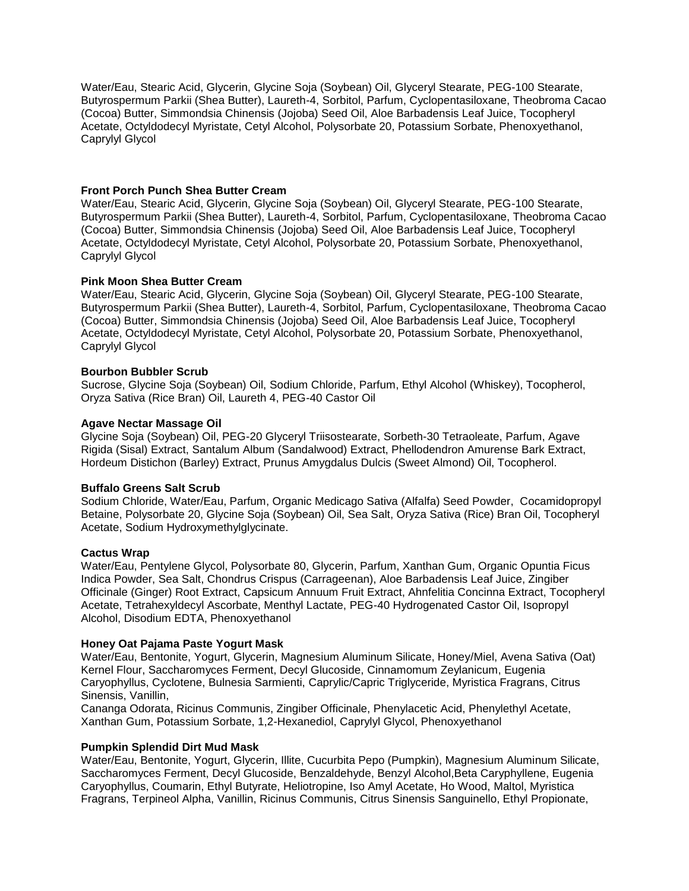Water/Eau, Stearic Acid, Glycerin, Glycine Soja (Soybean) Oil, Glyceryl Stearate, PEG-100 Stearate, Butyrospermum Parkii (Shea Butter), Laureth-4, Sorbitol, Parfum, Cyclopentasiloxane, Theobroma Cacao (Cocoa) Butter, Simmondsia Chinensis (Jojoba) Seed Oil, Aloe Barbadensis Leaf Juice, Tocopheryl Acetate, Octyldodecyl Myristate, Cetyl Alcohol, Polysorbate 20, Potassium Sorbate, Phenoxyethanol, Caprylyl Glycol

**Front Porch Punch Shea Butter Cream**
Water/Eau, Stearic Acid, Glycerin, Glycine Soja (Soybean) Oil, Glyceryl Stearate, PEG-100 Stearate, Butyrospermum Parkii (Shea Butter), Laureth-4, Sorbitol, Parfum, Cyclopentasiloxane, Theobroma Cacao (Cocoa) Butter, Simmondsia Chinensis (Jojoba) Seed Oil, Aloe Barbadensis Leaf Juice, Tocopheryl Acetate, Octyldodecyl Myristate, Cetyl Alcohol, Polysorbate 20, Potassium Sorbate, Phenoxyethanol, Caprylyl Glycol

**Pink Moon Shea Butter Cream**
Water/Eau, Stearic Acid, Glycerin, Glycine Soja (Soybean) Oil, Glyceryl Stearate, PEG-100 Stearate, Butyrospermum Parkii (Shea Butter), Laureth-4, Sorbitol, Parfum, Cyclopentasiloxane, Theobroma Cacao (Cocoa) Butter, Simmondsia Chinensis (Jojoba) Seed Oil, Aloe Barbadensis Leaf Juice, Tocopheryl Acetate, Octyldodecyl Myristate, Cetyl Alcohol, Polysorbate 20, Potassium Sorbate, Phenoxyethanol, Caprylyl Glycol

**Bourbon Bubbler Scrub**
Sucrose, Glycine Soja (Soybean) Oil, Sodium Chloride, Parfum, Ethyl Alcohol (Whiskey), Tocopherol, Oryza Sativa (Rice Bran) Oil, Laureth 4, PEG-40 Castor Oil

**Agave Nectar Massage Oil**
Glycine Soja (Soybean) Oil, PEG-20 Glyceryl Triisostearate, Sorbeth-30 Tetraoleate, Parfum, Agave Rigida (Sisal) Extract, Santalum Album (Sandalwood) Extract, Phellodendron Amurense Bark Extract, Hordeum Distichon (Barley) Extract, Prunus Amygdalus Dulcis (Sweet Almond) Oil, Tocopherol.

**Buffalo Greens Salt Scrub**
Sodium Chloride, Water/Eau, Parfum, Organic Medicago Sativa (Alfalfa) Seed Powder, Cocamidopropyl Betaine, Polysorbate 20, Glycine Soja (Soybean) Oil, Sea Salt, Oryza Sativa (Rice) Bran Oil, Tocopheryl Acetate, Sodium Hydroxymethylglycinate.

**Cactus Wrap**
Water/Eau, Pentylene Glycol, Polysorbate 80, Glycerin, Parfum, Xanthan Gum, Organic Opuntia Ficus Indica Powder, Sea Salt, Chondrus Crispus (Carrageenan), Aloe Barbadensis Leaf Juice, Zingiber Officinale (Ginger) Root Extract, Capsicum Annuum Fruit Extract, Ahnfelitia Concinna Extract, Tocopheryl Acetate, Tetrahexyldecyl Ascorbate, Menthyl Lactate, PEG-40 Hydrogenated Castor Oil, Isopropyl Alcohol, Disodium EDTA, Phenoxyethanol

**Honey Oat Pajama Paste Yogurt Mask**
Water/Eau, Bentonite, Yogurt, Glycerin, Magnesium Aluminum Silicate, Honey/Miel, Avena Sativa (Oat) Kernel Flour, Saccharomyces Ferment, Decyl Glucoside, Cinnamomum Zeylanicum, Eugenia Caryophyllus, Cyclotene, Bulnesia Sarmienti, Caprylic/Capric Triglyceride, Myristica Fragrans, Citrus Sinensis, Vanillin,
Cananga Odorata, Ricinus Communis, Zingiber Officinale, Phenylacetic Acid, Phenylethyl Acetate, Xanthan Gum, Potassium Sorbate, 1,2-Hexanediol, Caprylyl Glycol, Phenoxyethanol

**Pumpkin Splendid Dirt Mud Mask**
Water/Eau, Bentonite, Yogurt, Glycerin, Illite, Cucurbita Pepo (Pumpkin), Magnesium Aluminum Silicate, Saccharomyces Ferment, Decyl Glucoside, Benzaldehyde, Benzyl Alcohol,Beta Caryphyllene, Eugenia Caryophyllus, Coumarin, Ethyl Butyrate, Heliotropine, Iso Amyl Acetate, Ho Wood, Maltol, Myristica Fragrans, Terpineol Alpha, Vanillin, Ricinus Communis, Citrus Sinensis Sanguinello, Ethyl Propionate,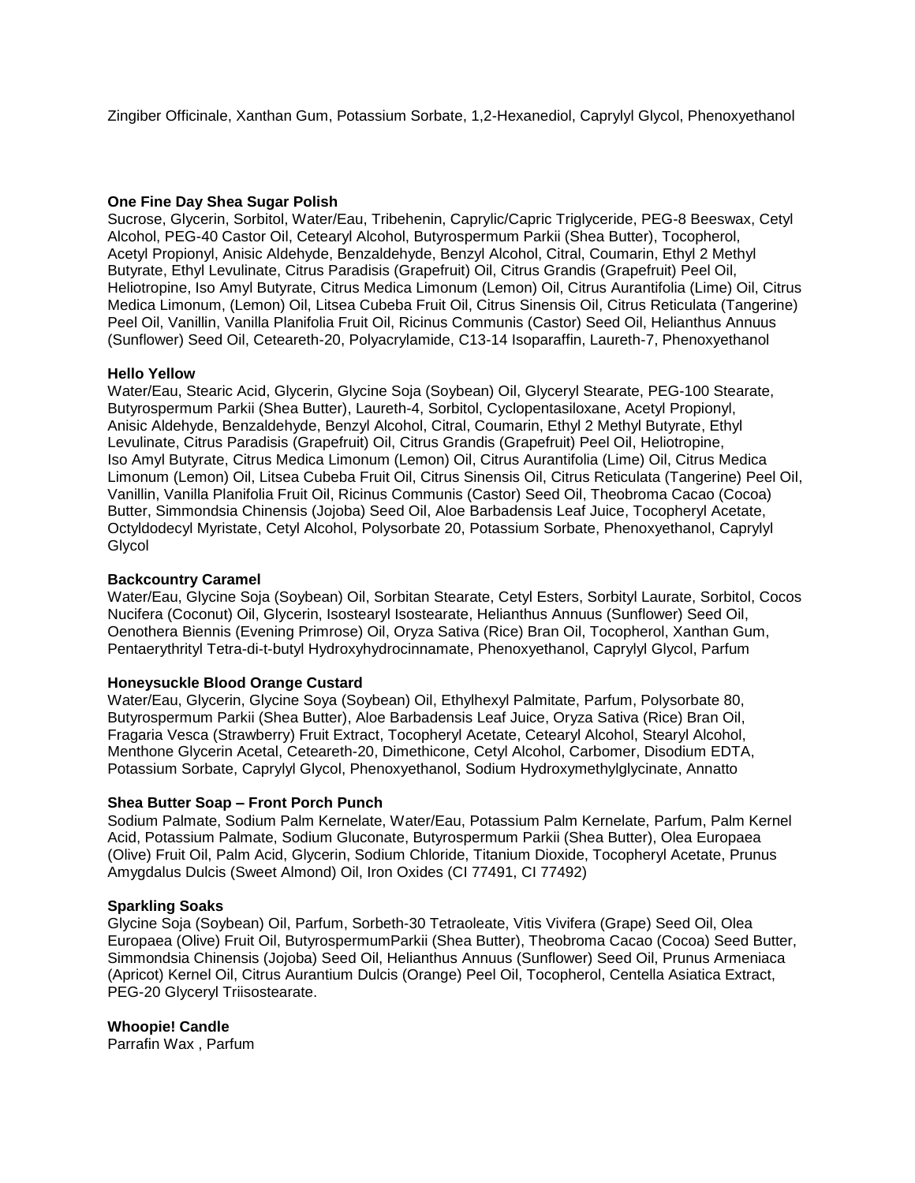Zingiber Officinale, Xanthan Gum, Potassium Sorbate, 1,2-Hexanediol, Caprylyl Glycol, Phenoxyethanol

**One Fine Day Shea Sugar Polish**
Sucrose, Glycerin, Sorbitol, Water/Eau, Tribehenin, Caprylic/Capric Triglyceride, PEG-8 Beeswax, Cetyl Alcohol, PEG-40 Castor Oil, Cetearyl Alcohol, Butyrospermum Parkii (Shea Butter), Tocopherol, Acetyl Propionyl, Anisic Aldehyde, Benzaldehyde, Benzyl Alcohol, Citral, Coumarin, Ethyl 2 Methyl Butyrate, Ethyl Levulinate, Citrus Paradisis (Grapefruit) Oil, Citrus Grandis (Grapefruit) Peel Oil, Heliotropine, Iso Amyl Butyrate, Citrus Medica Limonum (Lemon) Oil, Citrus Aurantifolia (Lime) Oil, Citrus Medica Limonum, (Lemon) Oil, Litsea Cubeba Fruit Oil, Citrus Sinensis Oil, Citrus Reticulata (Tangerine) Peel Oil, Vanillin, Vanilla Planifolia Fruit Oil, Ricinus Communis (Castor) Seed Oil, Helianthus Annuus (Sunflower) Seed Oil, Ceteareth-20, Polyacrylamide, C13-14 Isoparaffin, Laureth-7, Phenoxyethanol

**Hello Yellow**
Water/Eau, Stearic Acid, Glycerin, Glycine Soja (Soybean) Oil, Glyceryl Stearate, PEG-100 Stearate, Butyrospermum Parkii (Shea Butter), Laureth-4, Sorbitol, Cyclopentasiloxane, Acetyl Propionyl, Anisic Aldehyde, Benzaldehyde, Benzyl Alcohol, Citral, Coumarin, Ethyl 2 Methyl Butyrate, Ethyl Levulinate, Citrus Paradisis (Grapefruit) Oil, Citrus Grandis (Grapefruit) Peel Oil, Heliotropine, Iso Amyl Butyrate, Citrus Medica Limonum (Lemon) Oil, Citrus Aurantifolia (Lime) Oil, Citrus Medica Limonum (Lemon) Oil, Litsea Cubeba Fruit Oil, Citrus Sinensis Oil, Citrus Reticulata (Tangerine) Peel Oil, Vanillin, Vanilla Planifolia Fruit Oil, Ricinus Communis (Castor) Seed Oil, Theobroma Cacao (Cocoa) Butter, Simmondsia Chinensis (Jojoba) Seed Oil, Aloe Barbadensis Leaf Juice, Tocopheryl Acetate, Octyldodecyl Myristate, Cetyl Alcohol, Polysorbate 20, Potassium Sorbate, Phenoxyethanol, Caprylyl Glycol

**Backcountry Caramel**
Water/Eau, Glycine Soja (Soybean) Oil, Sorbitan Stearate, Cetyl Esters, Sorbityl Laurate, Sorbitol, Cocos Nucifera (Coconut) Oil, Glycerin, Isostearyl Isostearate, Helianthus Annuus (Sunflower) Seed Oil, Oenothera Biennis (Evening Primrose) Oil, Oryza Sativa (Rice) Bran Oil, Tocopherol, Xanthan Gum, Pentaerythrityl Tetra-di-t-butyl Hydroxyhydrocinnamate, Phenoxyethanol, Caprylyl Glycol, Parfum

**Honeysuckle Blood Orange Custard**
Water/Eau, Glycerin, Glycine Soya (Soybean) Oil, Ethylhexyl Palmitate, Parfum, Polysorbate 80, Butyrospermum Parkii (Shea Butter), Aloe Barbadensis Leaf Juice, Oryza Sativa (Rice) Bran Oil, Fragaria Vesca (Strawberry) Fruit Extract, Tocopheryl Acetate, Cetearyl Alcohol, Stearyl Alcohol, Menthone Glycerin Acetal, Ceteareth-20, Dimethicone, Cetyl Alcohol, Carbomer, Disodium EDTA, Potassium Sorbate, Caprylyl Glycol, Phenoxyethanol, Sodium Hydroxymethylglycinate, Annatto

**Shea Butter Soap – Front Porch Punch**
Sodium Palmate, Sodium Palm Kernelate, Water/Eau, Potassium Palm Kernelate, Parfum, Palm Kernel Acid, Potassium Palmate, Sodium Gluconate, Butyrospermum Parkii (Shea Butter), Olea Europaea (Olive) Fruit Oil, Palm Acid, Glycerin, Sodium Chloride, Titanium Dioxide, Tocopheryl Acetate, Prunus Amygdalus Dulcis (Sweet Almond) Oil, Iron Oxides (CI 77491, CI 77492)

**Sparkling Soaks**
Glycine Soja (Soybean) Oil, Parfum, Sorbeth-30 Tetraoleate, Vitis Vivifera (Grape) Seed Oil, Olea Europaea (Olive) Fruit Oil, ButyrospermumParkii (Shea Butter), Theobroma Cacao (Cocoa) Seed Butter, Simmondsia Chinensis (Jojoba) Seed Oil, Helianthus Annuus (Sunflower) Seed Oil, Prunus Armeniaca (Apricot) Kernel Oil, Citrus Aurantium Dulcis (Orange) Peel Oil, Tocopherol, Centella Asiatica Extract, PEG-20 Glyceryl Triisostearate.

**Whoopie! Candle**
Parrafin Wax , Parfum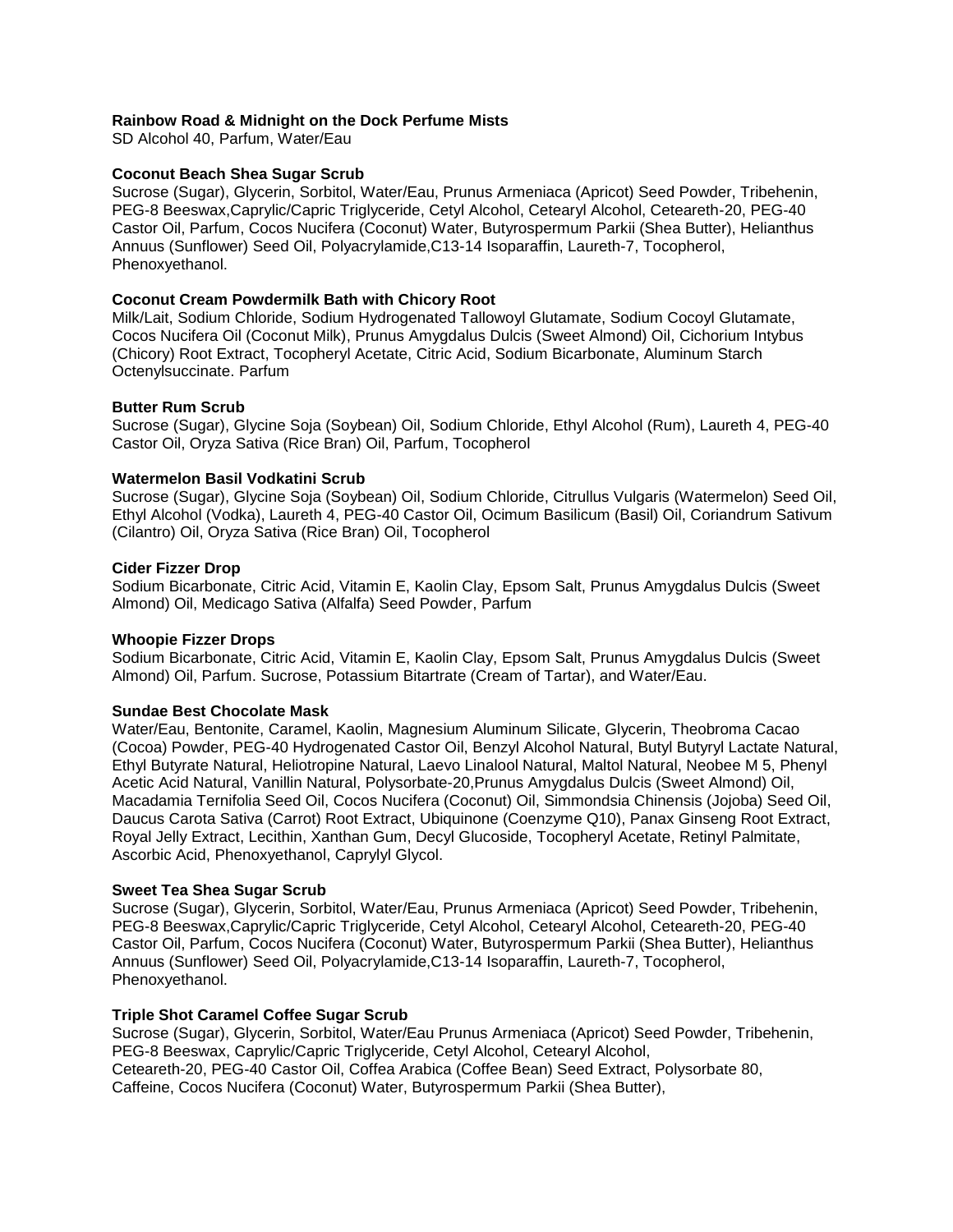**Rainbow Road & Midnight on the Dock Perfume Mists**
SD Alcohol 40, Parfum, Water/Eau

**Coconut Beach Shea Sugar Scrub**
Sucrose (Sugar), Glycerin, Sorbitol, Water/Eau, Prunus Armeniaca (Apricot) Seed Powder, Tribehenin, PEG-8 Beeswax,Caprylic/Capric Triglyceride, Cetyl Alcohol, Cetearyl Alcohol, Ceteareth-20, PEG-40 Castor Oil, Parfum, Cocos Nucifera (Coconut) Water, Butyrospermum Parkii (Shea Butter), Helianthus Annuus (Sunflower) Seed Oil, Polyacrylamide,C13-14 Isoparaffin, Laureth-7, Tocopherol, Phenoxyethanol.

**Coconut Cream Powdermilk Bath with Chicory Root**
Milk/Lait, Sodium Chloride, Sodium Hydrogenated Tallowoyl Glutamate, Sodium Cocoyl Glutamate, Cocos Nucifera Oil (Coconut Milk), Prunus Amygdalus Dulcis (Sweet Almond) Oil, Cichorium Intybus (Chicory) Root Extract, Tocopheryl Acetate, Citric Acid, Sodium Bicarbonate, Aluminum Starch Octenylsuccinate. Parfum

**Butter Rum Scrub**
Sucrose (Sugar), Glycine Soja (Soybean) Oil, Sodium Chloride, Ethyl Alcohol (Rum), Laureth 4, PEG-40 Castor Oil, Oryza Sativa (Rice Bran) Oil, Parfum, Tocopherol

**Watermelon Basil Vodkatini Scrub**
Sucrose (Sugar), Glycine Soja (Soybean) Oil, Sodium Chloride, Citrullus Vulgaris (Watermelon) Seed Oil, Ethyl Alcohol (Vodka), Laureth 4, PEG-40 Castor Oil, Ocimum Basilicum (Basil) Oil, Coriandrum Sativum (Cilantro) Oil, Oryza Sativa (Rice Bran) Oil, Tocopherol

**Cider Fizzer Drop**
Sodium Bicarbonate, Citric Acid, Vitamin E, Kaolin Clay, Epsom Salt, Prunus Amygdalus Dulcis (Sweet Almond) Oil, Medicago Sativa (Alfalfa) Seed Powder, Parfum

**Whoopie Fizzer Drops**
Sodium Bicarbonate, Citric Acid, Vitamin E, Kaolin Clay, Epsom Salt, Prunus Amygdalus Dulcis (Sweet Almond) Oil, Parfum. Sucrose, Potassium Bitartrate (Cream of Tartar), and Water/Eau.

**Sundae Best Chocolate Mask**
Water/Eau, Bentonite, Caramel, Kaolin, Magnesium Aluminum Silicate, Glycerin, Theobroma Cacao (Cocoa) Powder, PEG-40 Hydrogenated Castor Oil, Benzyl Alcohol Natural, Butyl Butyryl Lactate Natural, Ethyl Butyrate Natural, Heliotropine Natural, Laevo Linalool Natural, Maltol Natural, Neobee M 5, Phenyl Acetic Acid Natural, Vanillin Natural, Polysorbate-20,Prunus Amygdalus Dulcis (Sweet Almond) Oil, Macadamia Ternifolia Seed Oil, Cocos Nucifera (Coconut) Oil, Simmondsia Chinensis (Jojoba) Seed Oil, Daucus Carota Sativa (Carrot) Root Extract, Ubiquinone (Coenzyme Q10), Panax Ginseng Root Extract, Royal Jelly Extract, Lecithin, Xanthan Gum, Decyl Glucoside, Tocopheryl Acetate, Retinyl Palmitate, Ascorbic Acid, Phenoxyethanol, Caprylyl Glycol.

**Sweet Tea Shea Sugar Scrub**
Sucrose (Sugar), Glycerin, Sorbitol, Water/Eau, Prunus Armeniaca (Apricot) Seed Powder, Tribehenin, PEG-8 Beeswax,Caprylic/Capric Triglyceride, Cetyl Alcohol, Cetearyl Alcohol, Ceteareth-20, PEG-40 Castor Oil, Parfum, Cocos Nucifera (Coconut) Water, Butyrospermum Parkii (Shea Butter), Helianthus Annuus (Sunflower) Seed Oil, Polyacrylamide,C13-14 Isoparaffin, Laureth-7, Tocopherol, Phenoxyethanol.

**Triple Shot Caramel Coffee Sugar Scrub**
Sucrose (Sugar), Glycerin, Sorbitol, Water/Eau Prunus Armeniaca (Apricot) Seed Powder, Tribehenin, PEG-8 Beeswax, Caprylic/Capric Triglyceride, Cetyl Alcohol, Cetearyl Alcohol, Ceteareth-20, PEG-40 Castor Oil, Coffea Arabica (Coffee Bean) Seed Extract, Polysorbate 80, Caffeine, Cocos Nucifera (Coconut) Water, Butyrospermum Parkii (Shea Butter),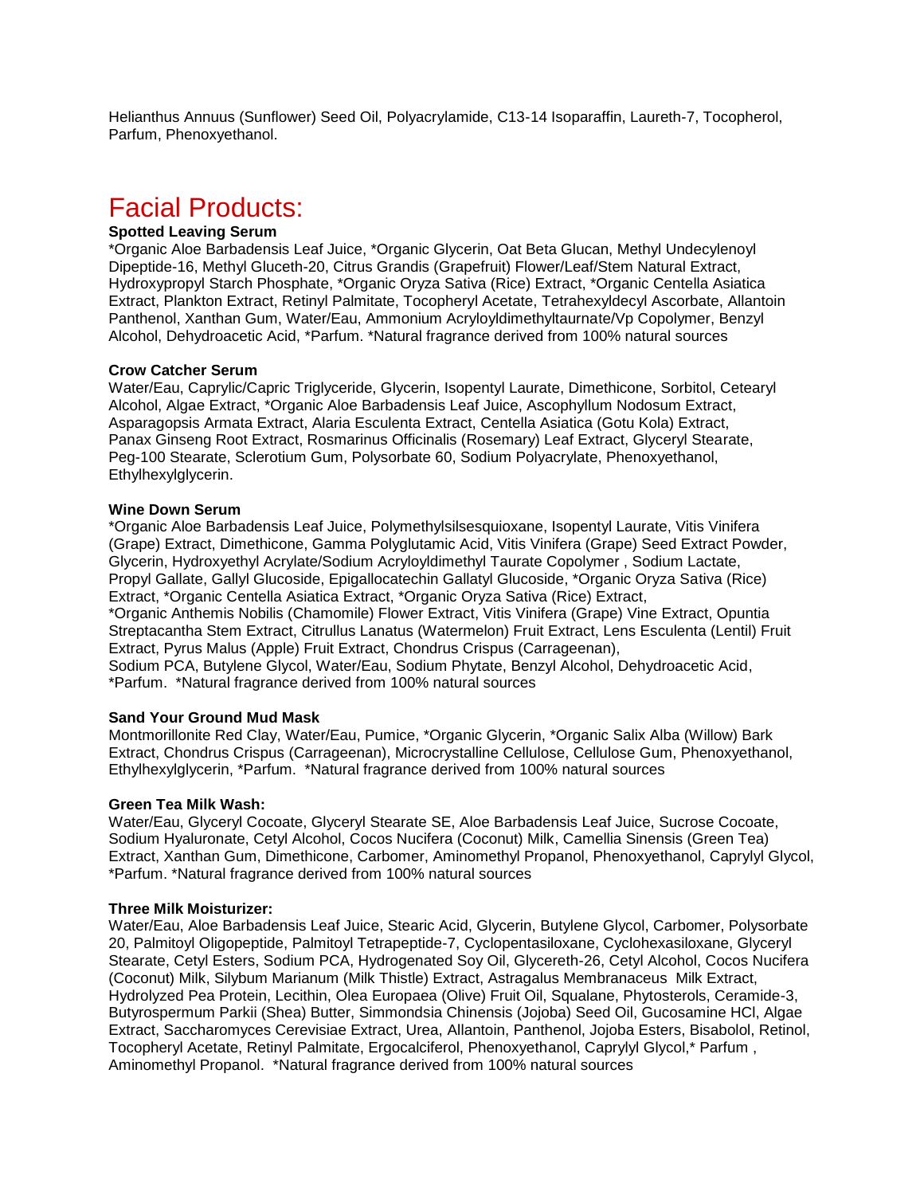Helianthus Annuus (Sunflower) Seed Oil, Polyacrylamide, C13-14 Isoparaffin, Laureth-7, Tocopherol, Parfum, Phenoxyethanol.

# Facial Products:

**Spotted Leaving Serum**
*Organic Aloe Barbadensis Leaf Juice, *Organic Glycerin, Oat Beta Glucan, Methyl Undecylenoyl Dipeptide-16, Methyl Gluceth-20, Citrus Grandis (Grapefruit) Flower/Leaf/Stem Natural Extract, Hydroxypropyl Starch Phosphate, *Organic Oryza Sativa (Rice) Extract, *Organic Centella Asiatica Extract, Plankton Extract, Retinyl Palmitate, Tocopheryl Acetate, Tetrahexyldecyl Ascorbate, Allantoin Panthenol, Xanthan Gum, Water/Eau, Ammonium Acryloyldimethyltaurnate/Vp Copolymer, Benzyl Alcohol, Dehydroacetic Acid, *Parfum. *Natural fragrance derived from 100% natural sources

**Crow Catcher Serum**
Water/Eau, Caprylic/Capric Triglyceride, Glycerin, Isopentyl Laurate, Dimethicone, Sorbitol, Cetearyl Alcohol, Algae Extract, *Organic Aloe Barbadensis Leaf Juice, Ascophyllum Nodosum Extract, Asparagopsis Armata Extract, Alaria Esculenta Extract, Centella Asiatica (Gotu Kola) Extract, Panax Ginseng Root Extract, Rosmarinus Officinalis (Rosemary) Leaf Extract, Glyceryl Stearate, Peg-100 Stearate, Sclerotium Gum, Polysorbate 60, Sodium Polyacrylate, Phenoxyethanol, Ethylhexylglycerin.

**Wine Down Serum**
*Organic Aloe Barbadensis Leaf Juice, Polymethylsilsesquioxane, Isopentyl Laurate, Vitis Vinifera (Grape) Extract, Dimethicone, Gamma Polyglutamic Acid, Vitis Vinifera (Grape) Seed Extract Powder, Glycerin, Hydroxyethyl Acrylate/Sodium Acryloyldimethyl Taurate Copolymer , Sodium Lactate, Propyl Gallate, Gallyl Glucoside, Epigallocatechin Gallatyl Glucoside, *Organic Oryza Sativa (Rice) Extract, *Organic Centella Asiatica Extract, *Organic Oryza Sativa (Rice) Extract, *Organic Anthemis Nobilis (Chamomile) Flower Extract, Vitis Vinifera (Grape) Vine Extract, Opuntia Streptacantha Stem Extract, Citrullus Lanatus (Watermelon) Fruit Extract, Lens Esculenta (Lentil) Fruit Extract, Pyrus Malus (Apple) Fruit Extract, Chondrus Crispus (Carrageenan), Sodium PCA, Butylene Glycol, Water/Eau, Sodium Phytate, Benzyl Alcohol, Dehydroacetic Acid, *Parfum. *Natural fragrance derived from 100% natural sources

**Sand Your Ground Mud Mask**
Montmorillonite Red Clay, Water/Eau, Pumice, *Organic Glycerin, *Organic Salix Alba (Willow) Bark Extract, Chondrus Crispus (Carrageenan), Microcrystalline Cellulose, Cellulose Gum, Phenoxyethanol, Ethylhexylglycerin, *Parfum. *Natural fragrance derived from 100% natural sources

**Green Tea Milk Wash:**
Water/Eau, Glyceryl Cocoate, Glyceryl Stearate SE, Aloe Barbadensis Leaf Juice, Sucrose Cocoate, Sodium Hyaluronate, Cetyl Alcohol, Cocos Nucifera (Coconut) Milk, Camellia Sinensis (Green Tea) Extract, Xanthan Gum, Dimethicone, Carbomer, Aminomethyl Propanol, Phenoxyethanol, Caprylyl Glycol, *Parfum. *Natural fragrance derived from 100% natural sources

**Three Milk Moisturizer:**
Water/Eau, Aloe Barbadensis Leaf Juice, Stearic Acid, Glycerin, Butylene Glycol, Carbomer, Polysorbate 20, Palmitoyl Oligopeptide, Palmitoyl Tetrapeptide-7, Cyclopentasiloxane, Cyclohexasiloxane, Glyceryl Stearate, Cetyl Esters, Sodium PCA, Hydrogenated Soy Oil, Glycereth-26, Cetyl Alcohol, Cocos Nucifera (Coconut) Milk, Silybum Marianum (Milk Thistle) Extract, Astragalus Membranaceus Milk Extract, Hydrolyzed Pea Protein, Lecithin, Olea Europaea (Olive) Fruit Oil, Squalane, Phytosterols, Ceramide-3, Butyrospermum Parkii (Shea) Butter, Simmondsia Chinensis (Jojoba) Seed Oil, Gucosamine HCl, Algae Extract, Saccharomyces Cerevisiae Extract, Urea, Allantoin, Panthenol, Jojoba Esters, Bisabolol, Retinol, Tocopheryl Acetate, Retinyl Palmitate, Ergocalciferol, Phenoxyethanol, Caprylyl Glycol,* Parfum , Aminomethyl Propanol. *Natural fragrance derived from 100% natural sources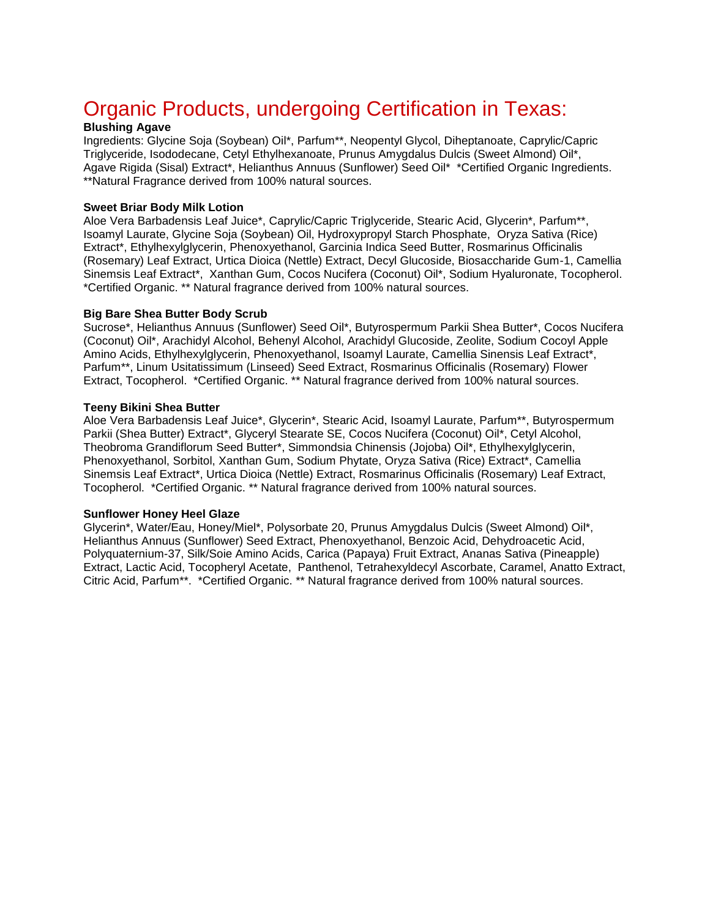# Organic Products, undergoing Certification in Texas:

**Blushing Agave**

Ingredients: Glycine Soja (Soybean) Oil*, Parfum**, Neopentyl Glycol, Diheptanoate, Caprylic/Capric Triglyceride, Isododecane, Cetyl Ethylhexanoate, Prunus Amygdalus Dulcis (Sweet Almond) Oil*, Agave Rigida (Sisal) Extract*, Helianthus Annuus (Sunflower) Seed Oil* *Certified Organic Ingredients. **Natural Fragrance derived from 100% natural sources.

**Sweet Briar Body Milk Lotion**

Aloe Vera Barbadensis Leaf Juice*, Caprylic/Capric Triglyceride, Stearic Acid, Glycerin*, Parfum**, Isoamyl Laurate, Glycine Soja (Soybean) Oil, Hydroxypropyl Starch Phosphate, Oryza Sativa (Rice) Extract*, Ethylhexylglycerin, Phenoxyethanol, Garcinia Indica Seed Butter, Rosmarinus Officinalis (Rosemary) Leaf Extract, Urtica Dioica (Nettle) Extract, Decyl Glucoside, Biosaccharide Gum-1, Camellia Sinemsis Leaf Extract*, Xanthan Gum, Cocos Nucifera (Coconut) Oil*, Sodium Hyaluronate, Tocopherol. *Certified Organic. ** Natural fragrance derived from 100% natural sources.

**Big Bare Shea Butter Body Scrub**

Sucrose*, Helianthus Annuus (Sunflower) Seed Oil*, Butyrospermum Parkii Shea Butter*, Cocos Nucifera (Coconut) Oil*, Arachidyl Alcohol, Behenyl Alcohol, Arachidyl Glucoside, Zeolite, Sodium Cocoyl Apple Amino Acids, Ethylhexylglycerin, Phenoxyethanol, Isoamyl Laurate, Camellia Sinensis Leaf Extract*, Parfum**, Linum Usitatissimum (Linseed) Seed Extract, Rosmarinus Officinalis (Rosemary) Flower Extract, Tocopherol. *Certified Organic. ** Natural fragrance derived from 100% natural sources.

**Teeny Bikini Shea Butter**

Aloe Vera Barbadensis Leaf Juice*, Glycerin*, Stearic Acid, Isoamyl Laurate, Parfum**, Butyrospermum Parkii (Shea Butter) Extract*, Glyceryl Stearate SE, Cocos Nucifera (Coconut) Oil*, Cetyl Alcohol, Theobroma Grandiflorum Seed Butter*, Simmondsia Chinensis (Jojoba) Oil*, Ethylhexylglycerin, Phenoxyethanol, Sorbitol, Xanthan Gum, Sodium Phytate, Oryza Sativa (Rice) Extract*, Camellia Sinemsis Leaf Extract*, Urtica Dioica (Nettle) Extract, Rosmarinus Officinalis (Rosemary) Leaf Extract, Tocopherol. *Certified Organic. ** Natural fragrance derived from 100% natural sources.

**Sunflower Honey Heel Glaze**

Glycerin*, Water/Eau, Honey/Miel*, Polysorbate 20, Prunus Amygdalus Dulcis (Sweet Almond) Oil*, Helianthus Annuus (Sunflower) Seed Extract, Phenoxyethanol, Benzoic Acid, Dehydroacetic Acid, Polyquaternium-37, Silk/Soie Amino Acids, Carica (Papaya) Fruit Extract, Ananas Sativa (Pineapple) Extract, Lactic Acid, Tocopheryl Acetate, Panthenol, Tetrahexyldecyl Ascorbate, Caramel, Anatto Extract, Citric Acid, Parfum**. *Certified Organic. ** Natural fragrance derived from 100% natural sources.